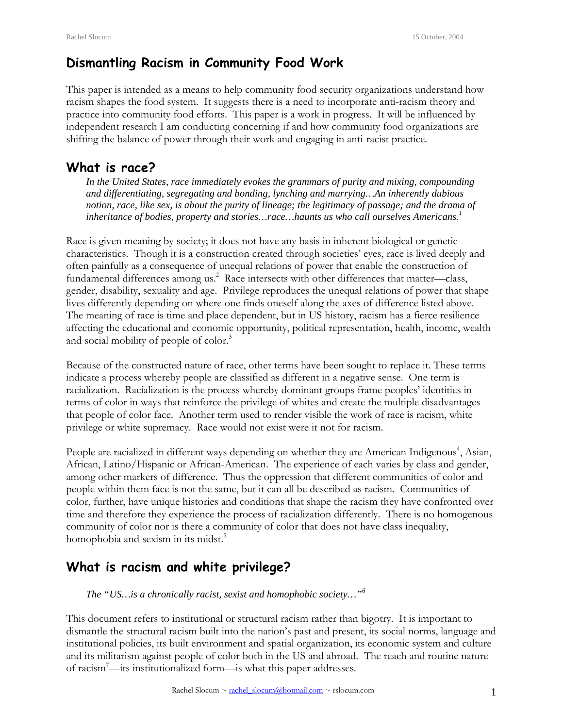# Dismantling Racism in Community Food Work

This paper is intended as a means to help community food security organizations understand how racism shapes the food system. It suggests there is a need to incorporate anti-racism theory and practice into community food efforts. This paper is a work in progress. It will be influenced by independent research I am conducting concerning if and how community food organizations are shifting the balance of power through their work and engaging in anti-racist practice.

## What is race?

> *In the United States, race immediately evokes the grammars of purity and mixing, compounding and differentiating, segregating and bonding, lynching and marrying…An inherently dubious notion, race, like sex, is about the purity of lineage; the legitimacy of passage; and the drama of inheritance of bodies, property and stories…race…haunts us who call ourselves Americans.*[1]

Race is given meaning by society; it does not have any basis in inherent biological or genetic characteristics. Though it is a construction created through societies' eyes, race is lived deeply and often painfully as a consequence of unequal relations of power that enable the construction of fundamental differences among us.[2] Race intersects with other differences that matter—class, gender, disability, sexuality and age. Privilege reproduces the unequal relations of power that shape lives differently depending on where one finds oneself along the axes of difference listed above. The meaning of race is time and place dependent, but in US history, racism has a fierce resilience affecting the educational and economic opportunity, political representation, health, income, wealth and social mobility of people of color.[3]

Because of the constructed nature of race, other terms have been sought to replace it. These terms indicate a process whereby people are classified as different in a negative sense. One term is racialization. Racialization is the process whereby dominant groups frame peoples' identities in terms of color in ways that reinforce the privilege of whites and create the multiple disadvantages that people of color face. Another term used to render visible the work of race is racism, white privilege or white supremacy. Race would not exist were it not for racism.

People are racialized in different ways depending on whether they are American Indigenous[4], Asian, African, Latino/Hispanic or African-American. The experience of each varies by class and gender, among other markers of difference. Thus the oppression that different communities of color and people within them face is not the same, but it can all be described as racism. Communities of color, further, have unique histories and conditions that shape the racism they have confronted over time and therefore they experience the process of racialization differently. There is no homogenous community of color nor is there a community of color that does not have class inequality, homophobia and sexism in its midst.[5]

## What is racism and white privilege?

> *The "US…is a chronically racist, sexist and homophobic society…"*[6]

This document refers to institutional or structural racism rather than bigotry. It is important to dismantle the structural racism built into the nation's past and present, its social norms, language and institutional policies, its built environment and spatial organization, its economic system and culture and its militarism against people of color both in the US and abroad. The reach and routine nature of racism[7]—its institutionalized form—is what this paper addresses.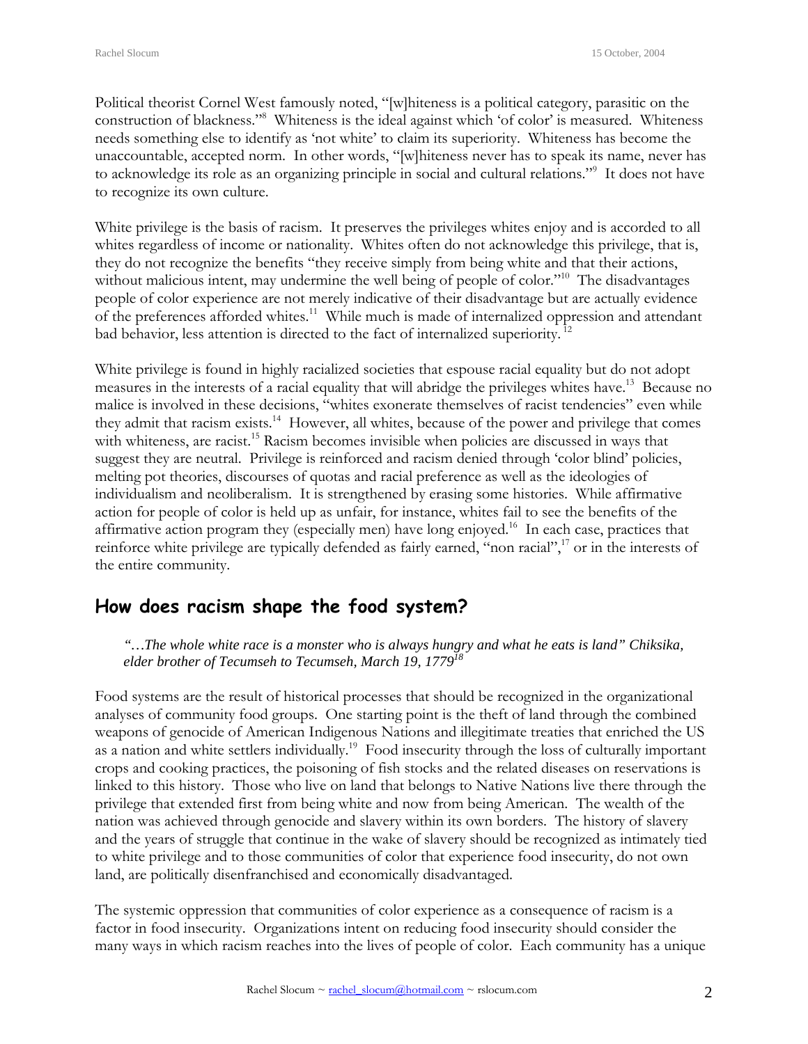Political theorist Cornel West famously noted, "[w]hiteness is a political category, parasitic on the construction of blackness."[8] Whiteness is the ideal against which 'of color' is measured. Whiteness needs something else to identify as 'not white' to claim its superiority. Whiteness has become the unaccountable, accepted norm. In other words, "[w]hiteness never has to speak its name, never has to acknowledge its role as an organizing principle in social and cultural relations."[9] It does not have to recognize its own culture.

White privilege is the basis of racism. It preserves the privileges whites enjoy and is accorded to all whites regardless of income or nationality. Whites often do not acknowledge this privilege, that is, they do not recognize the benefits "they receive simply from being white and that their actions, without malicious intent, may undermine the well being of people of color."[10] The disadvantages people of color experience are not merely indicative of their disadvantage but are actually evidence of the preferences afforded whites.[11] While much is made of internalized oppression and attendant bad behavior, less attention is directed to the fact of internalized superiority.[12]

White privilege is found in highly racialized societies that espouse racial equality but do not adopt measures in the interests of a racial equality that will abridge the privileges whites have.[13] Because no malice is involved in these decisions, "whites exonerate themselves of racist tendencies" even while they admit that racism exists.[14] However, all whites, because of the power and privilege that comes with whiteness, are racist.[15] Racism becomes invisible when policies are discussed in ways that suggest they are neutral. Privilege is reinforced and racism denied through 'color blind' policies, melting pot theories, discourses of quotas and racial preference as well as the ideologies of individualism and neoliberalism. It is strengthened by erasing some histories. While affirmative action for people of color is held up as unfair, for instance, whites fail to see the benefits of the affirmative action program they (especially men) have long enjoyed.[16] In each case, practices that reinforce white privilege are typically defended as fairly earned, "non racial",[17] or in the interests of the entire community.

## How does racism shape the food system?

> *"…The whole white race is a monster who is always hungry and what he eats is land" Chiksika, elder brother of Tecumseh to Tecumseh, March 19, 1779*[18]

Food systems are the result of historical processes that should be recognized in the organizational analyses of community food groups. One starting point is the theft of land through the combined weapons of genocide of American Indigenous Nations and illegitimate treaties that enriched the US as a nation and white settlers individually.[19] Food insecurity through the loss of culturally important crops and cooking practices, the poisoning of fish stocks and the related diseases on reservations is linked to this history. Those who live on land that belongs to Native Nations live there through the privilege that extended first from being white and now from being American. The wealth of the nation was achieved through genocide and slavery within its own borders. The history of slavery and the years of struggle that continue in the wake of slavery should be recognized as intimately tied to white privilege and to those communities of color that experience food insecurity, do not own land, are politically disenfranchised and economically disadvantaged.

The systemic oppression that communities of color experience as a consequence of racism is a factor in food insecurity. Organizations intent on reducing food insecurity should consider the many ways in which racism reaches into the lives of people of color. Each community has a unique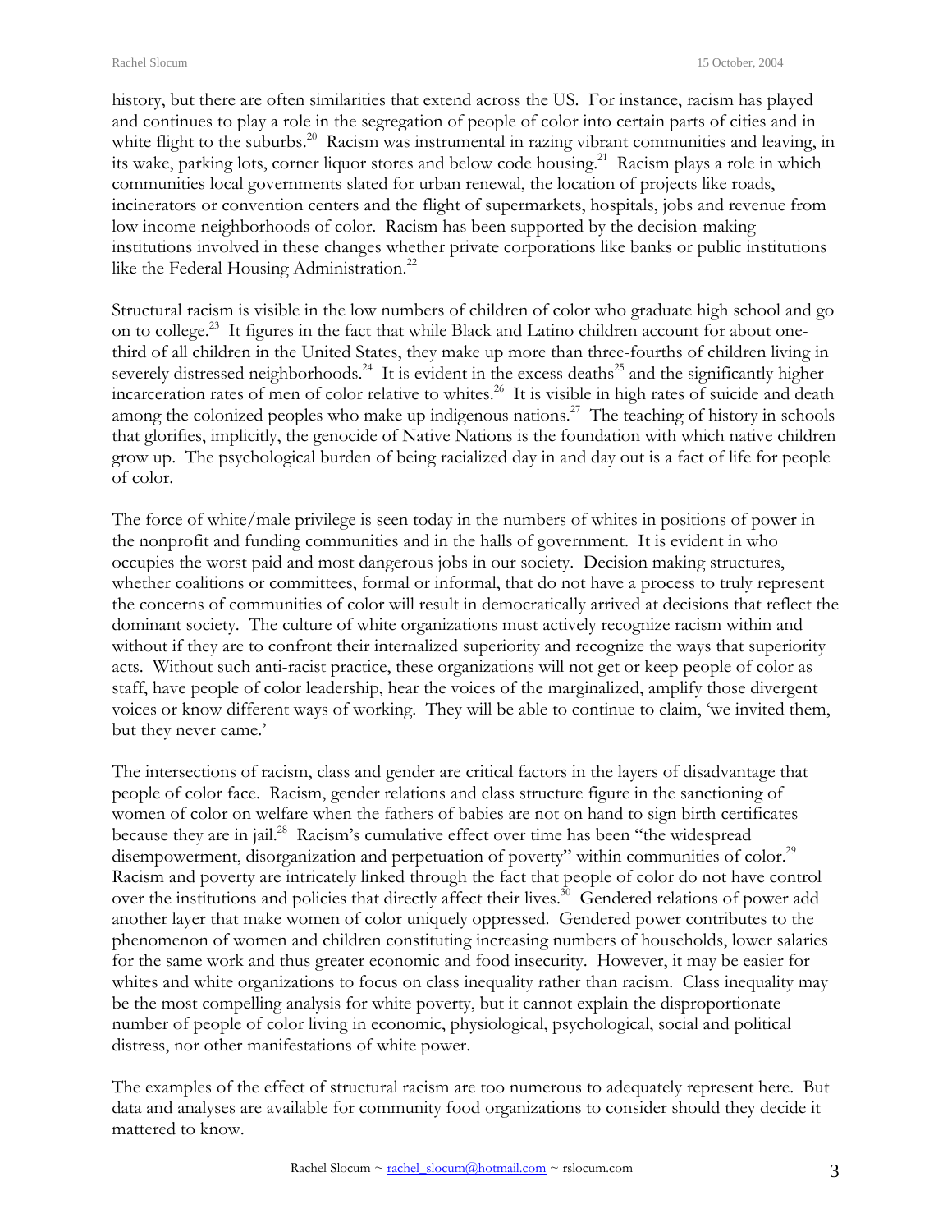history, but there are often similarities that extend across the US. For instance, racism has played and continues to play a role in the segregation of people of color into certain parts of cities and in white flight to the suburbs.[20] Racism was instrumental in razing vibrant communities and leaving, in its wake, parking lots, corner liquor stores and below code housing.[21] Racism plays a role in which communities local governments slated for urban renewal, the location of projects like roads, incinerators or convention centers and the flight of supermarkets, hospitals, jobs and revenue from low income neighborhoods of color. Racism has been supported by the decision-making institutions involved in these changes whether private corporations like banks or public institutions like the Federal Housing Administration.[22]

Structural racism is visible in the low numbers of children of color who graduate high school and go on to college.[23] It figures in the fact that while Black and Latino children account for about one-third of all children in the United States, they make up more than three-fourths of children living in severely distressed neighborhoods.[24] It is evident in the excess deaths[25] and the significantly higher incarceration rates of men of color relative to whites.[26] It is visible in high rates of suicide and death among the colonized peoples who make up indigenous nations.[27] The teaching of history in schools that glorifies, implicitly, the genocide of Native Nations is the foundation with which native children grow up. The psychological burden of being racialized day in and day out is a fact of life for people of color.

The force of white/male privilege is seen today in the numbers of whites in positions of power in the nonprofit and funding communities and in the halls of government. It is evident in who occupies the worst paid and most dangerous jobs in our society. Decision making structures, whether coalitions or committees, formal or informal, that do not have a process to truly represent the concerns of communities of color will result in democratically arrived at decisions that reflect the dominant society. The culture of white organizations must actively recognize racism within and without if they are to confront their internalized superiority and recognize the ways that superiority acts. Without such anti-racist practice, these organizations will not get or keep people of color as staff, have people of color leadership, hear the voices of the marginalized, amplify those divergent voices or know different ways of working. They will be able to continue to claim, 'we invited them, but they never came.'

The intersections of racism, class and gender are critical factors in the layers of disadvantage that people of color face. Racism, gender relations and class structure figure in the sanctioning of women of color on welfare when the fathers of babies are not on hand to sign birth certificates because they are in jail.[28] Racism's cumulative effect over time has been "the widespread disempowerment, disorganization and perpetuation of poverty" within communities of color.[29] Racism and poverty are intricately linked through the fact that people of color do not have control over the institutions and policies that directly affect their lives.[30] Gendered relations of power add another layer that make women of color uniquely oppressed. Gendered power contributes to the phenomenon of women and children constituting increasing numbers of households, lower salaries for the same work and thus greater economic and food insecurity. However, it may be easier for whites and white organizations to focus on class inequality rather than racism. Class inequality may be the most compelling analysis for white poverty, but it cannot explain the disproportionate number of people of color living in economic, physiological, psychological, social and political distress, nor other manifestations of white power.

The examples of the effect of structural racism are too numerous to adequately represent here. But data and analyses are available for community food organizations to consider should they decide it mattered to know.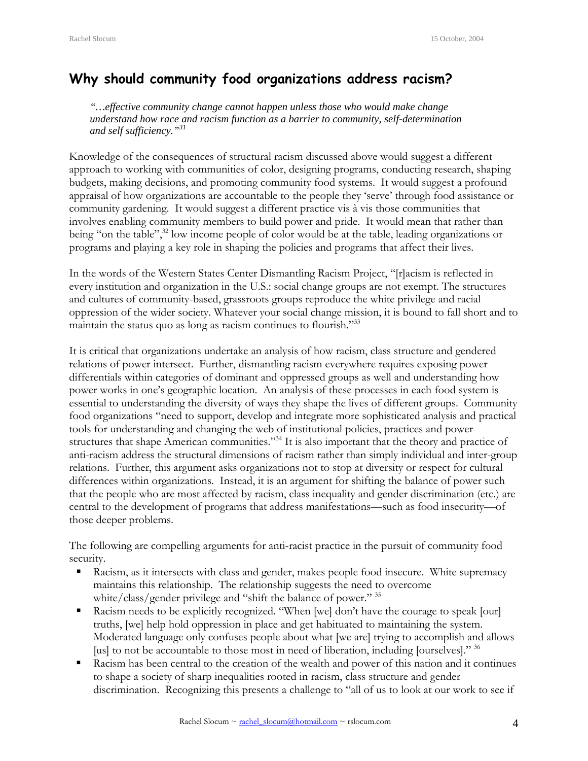## Why should community food organizations address racism?

> *"…effective community change cannot happen unless those who would make change understand how race and racism function as a barrier to community, self-determination and self sufficiency."*[31]

Knowledge of the consequences of structural racism discussed above would suggest a different approach to working with communities of color, designing programs, conducting research, shaping budgets, making decisions, and promoting community food systems. It would suggest a profound appraisal of how organizations are accountable to the people they 'serve' through food assistance or community gardening. It would suggest a different practice vis à vis those communities that involves enabling community members to build power and pride. It would mean that rather than being "on the table",[32] low income people of color would be at the table, leading organizations or programs and playing a key role in shaping the policies and programs that affect their lives.

In the words of the Western States Center Dismantling Racism Project, "[r]acism is reflected in every institution and organization in the U.S.: social change groups are not exempt. The structures and cultures of community-based, grassroots groups reproduce the white privilege and racial oppression of the wider society. Whatever your social change mission, it is bound to fall short and to maintain the status quo as long as racism continues to flourish."[33]

It is critical that organizations undertake an analysis of how racism, class structure and gendered relations of power intersect. Further, dismantling racism everywhere requires exposing power differentials within categories of dominant and oppressed groups as well and understanding how power works in one's geographic location. An analysis of these processes in each food system is essential to understanding the diversity of ways they shape the lives of different groups. Community food organizations "need to support, develop and integrate more sophisticated analysis and practical tools for understanding and changing the web of institutional policies, practices and power structures that shape American communities."[34] It is also important that the theory and practice of anti-racism address the structural dimensions of racism rather than simply individual and inter-group relations. Further, this argument asks organizations not to stop at diversity or respect for cultural differences within organizations. Instead, it is an argument for shifting the balance of power such that the people who are most affected by racism, class inequality and gender discrimination (etc.) are central to the development of programs that address manifestations—such as food insecurity—of those deeper problems.

The following are compelling arguments for anti-racist practice in the pursuit of community food security.

- Racism, as it intersects with class and gender, makes people food insecure. White supremacy maintains this relationship. The relationship suggests the need to overcome white/class/gender privilege and "shift the balance of power." [35]
- Racism needs to be explicitly recognized. "When [we] don't have the courage to speak [our] truths, [we] help hold oppression in place and get habituated to maintaining the system. Moderated language only confuses people about what [we are] trying to accomplish and allows [us] to not be accountable to those most in need of liberation, including [ourselves]." [36]
- Racism has been central to the creation of the wealth and power of this nation and it continues to shape a society of sharp inequalities rooted in racism, class structure and gender discrimination. Recognizing this presents a challenge to "all of us to look at our work to see if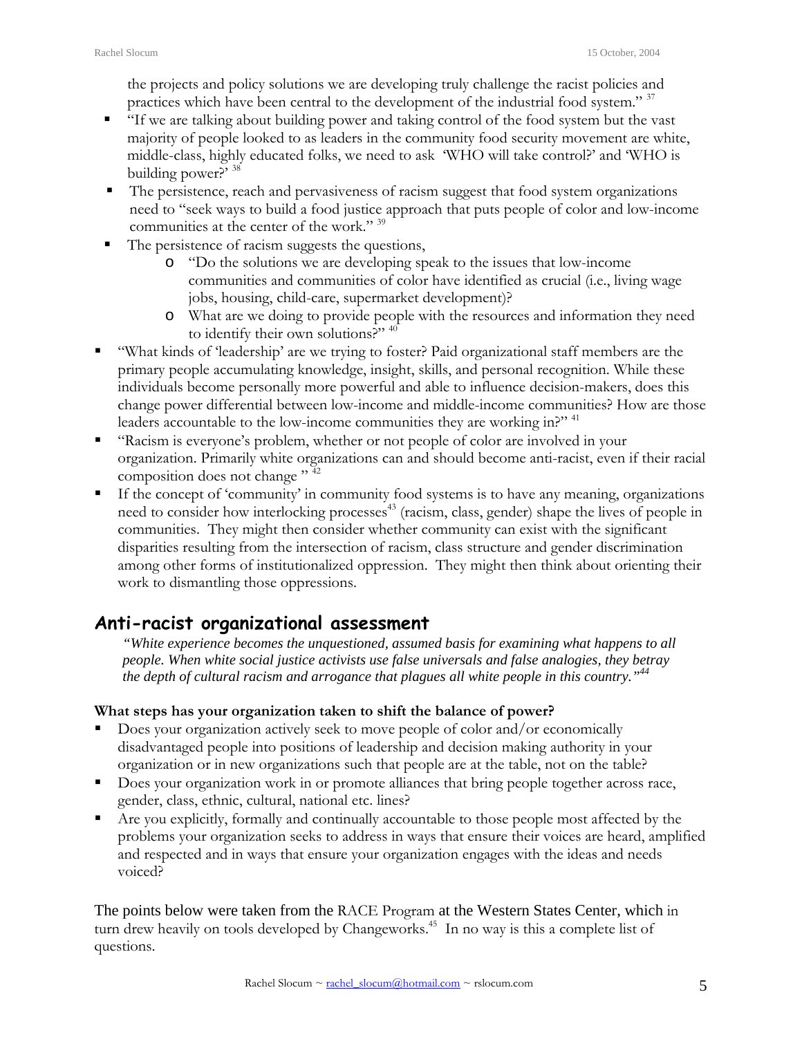the projects and policy solutions we are developing truly challenge the racist policies and practices which have been central to the development of the industrial food system." [37]

- "If we are talking about building power and taking control of the food system but the vast majority of people looked to as leaders in the community food security movement are white, middle-class, highly educated folks, we need to ask 'WHO will take control?' and 'WHO is building power?' [38]
- The persistence, reach and pervasiveness of racism suggest that food system organizations need to "seek ways to build a food justice approach that puts people of color and low-income communities at the center of the work." [39]
- The persistence of racism suggests the questions,
  - "Do the solutions we are developing speak to the issues that low-income communities and communities of color have identified as crucial (i.e., living wage jobs, housing, child-care, supermarket development)?
  - What are we doing to provide people with the resources and information they need to identify their own solutions?" [40]
- "What kinds of 'leadership' are we trying to foster? Paid organizational staff members are the primary people accumulating knowledge, insight, skills, and personal recognition. While these individuals become personally more powerful and able to influence decision-makers, does this change power differential between low-income and middle-income communities? How are those leaders accountable to the low-income communities they are working in?" [41]
- "Racism is everyone's problem, whether or not people of color are involved in your organization. Primarily white organizations can and should become anti-racist, even if their racial composition does not change " [42]
- If the concept of 'community' in community food systems is to have any meaning, organizations need to consider how interlocking processes[43] (racism, class, gender) shape the lives of people in communities. They might then consider whether community can exist with the significant disparities resulting from the intersection of racism, class structure and gender discrimination among other forms of institutionalized oppression. They might then think about orienting their work to dismantling those oppressions.

## Anti-racist organizational assessment

*"White experience becomes the unquestioned, assumed basis for examining what happens to all people. When white social justice activists use false universals and false analogies, they betray the depth of cultural racism and arrogance that plagues all white people in this country."[44]*

**What steps has your organization taken to shift the balance of power?**

- Does your organization actively seek to move people of color and/or economically disadvantaged people into positions of leadership and decision making authority in your organization or in new organizations such that people are at the table, not on the table?
- Does your organization work in or promote alliances that bring people together across race, gender, class, ethnic, cultural, national etc. lines?
- Are you explicitly, formally and continually accountable to those people most affected by the problems your organization seeks to address in ways that ensure their voices are heard, amplified and respected and in ways that ensure your organization engages with the ideas and needs voiced?

The points below were taken from the RACE Program at the Western States Center, which in turn drew heavily on tools developed by Changeworks.[45] In no way is this a complete list of questions.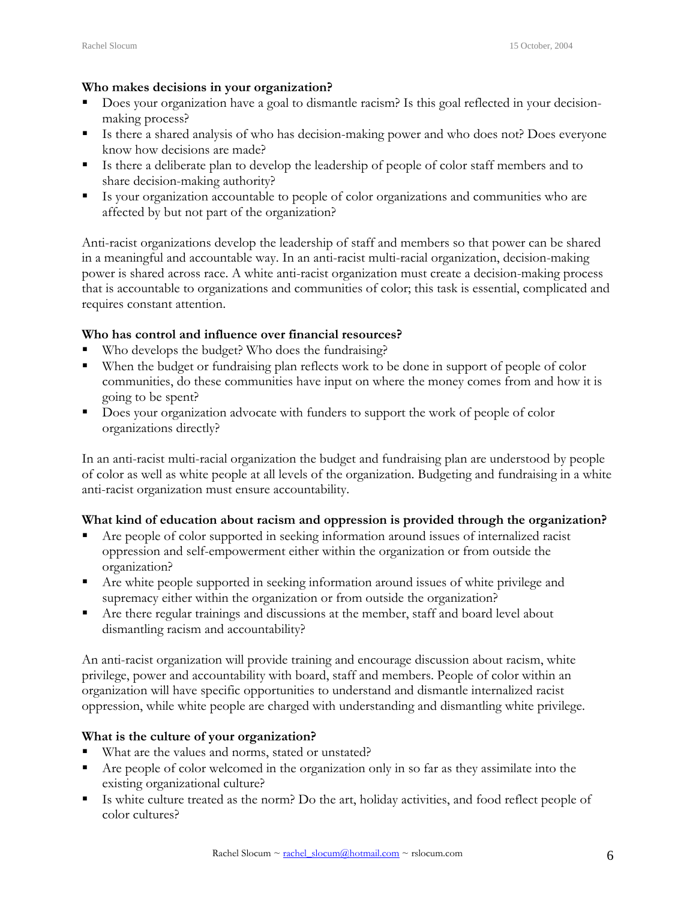**Who makes decisions in your organization?**

- Does your organization have a goal to dismantle racism? Is this goal reflected in your decision-making process?
- Is there a shared analysis of who has decision-making power and who does not? Does everyone know how decisions are made?
- Is there a deliberate plan to develop the leadership of people of color staff members and to share decision-making authority?
- Is your organization accountable to people of color organizations and communities who are affected by but not part of the organization?

Anti-racist organizations develop the leadership of staff and members so that power can be shared in a meaningful and accountable way. In an anti-racist multi-racial organization, decision-making power is shared across race. A white anti-racist organization must create a decision-making process that is accountable to organizations and communities of color; this task is essential, complicated and requires constant attention.

**Who has control and influence over financial resources?**

- Who develops the budget? Who does the fundraising?
- When the budget or fundraising plan reflects work to be done in support of people of color communities, do these communities have input on where the money comes from and how it is going to be spent?
- Does your organization advocate with funders to support the work of people of color organizations directly?

In an anti-racist multi-racial organization the budget and fundraising plan are understood by people of color as well as white people at all levels of the organization. Budgeting and fundraising in a white anti-racist organization must ensure accountability.

**What kind of education about racism and oppression is provided through the organization?**

- Are people of color supported in seeking information around issues of internalized racist oppression and self-empowerment either within the organization or from outside the organization?
- Are white people supported in seeking information around issues of white privilege and supremacy either within the organization or from outside the organization?
- Are there regular trainings and discussions at the member, staff and board level about dismantling racism and accountability?

An anti-racist organization will provide training and encourage discussion about racism, white privilege, power and accountability with board, staff and members. People of color within an organization will have specific opportunities to understand and dismantle internalized racist oppression, while white people are charged with understanding and dismantling white privilege.

**What is the culture of your organization?**

- What are the values and norms, stated or unstated?
- Are people of color welcomed in the organization only in so far as they assimilate into the existing organizational culture?
- Is white culture treated as the norm? Do the art, holiday activities, and food reflect people of color cultures?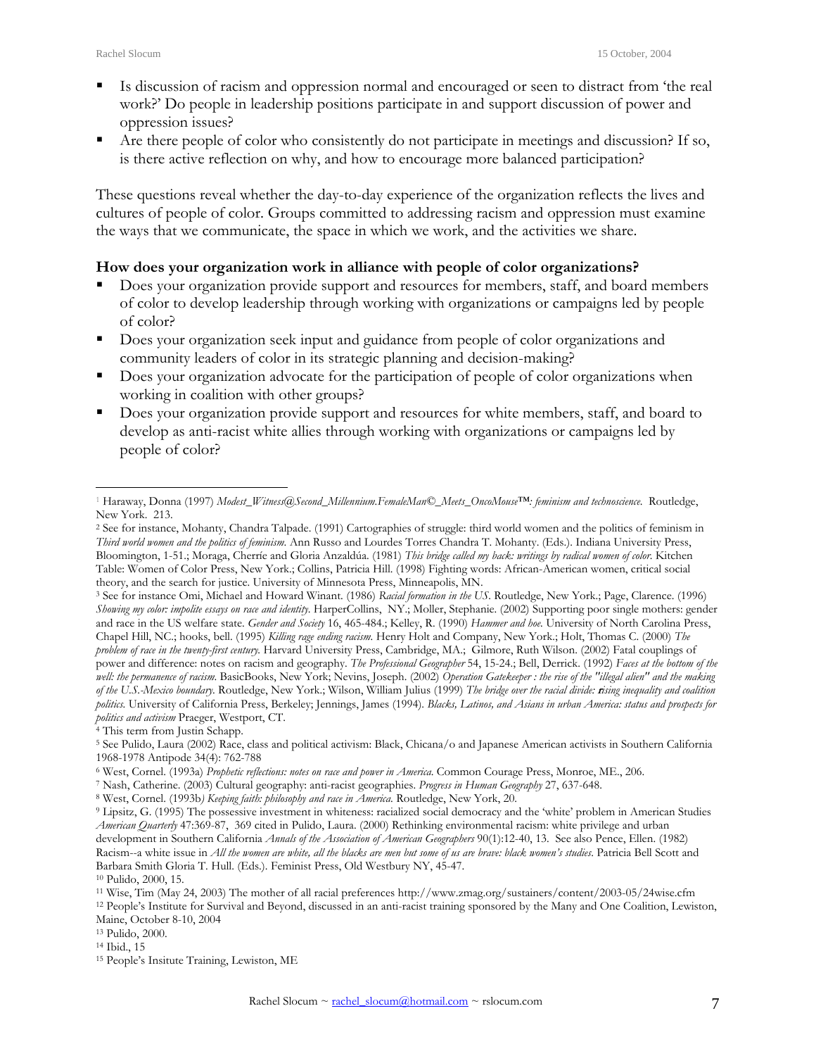- Is discussion of racism and oppression normal and encouraged or seen to distract from 'the real work?' Do people in leadership positions participate in and support discussion of power and oppression issues?
- Are there people of color who consistently do not participate in meetings and discussion? If so, is there active reflection on why, and how to encourage more balanced participation?

These questions reveal whether the day-to-day experience of the organization reflects the lives and cultures of people of color. Groups committed to addressing racism and oppression must examine the ways that we communicate, the space in which we work, and the activities we share.

**How does your organization work in alliance with people of color organizations?**

- Does your organization provide support and resources for members, staff, and board members of color to develop leadership through working with organizations or campaigns led by people of color?
- Does your organization seek input and guidance from people of color organizations and community leaders of color in its strategic planning and decision-making?
- Does your organization advocate for the participation of people of color organizations when working in coalition with other groups?
- Does your organization provide support and resources for white members, staff, and board to develop as anti-racist white allies through working with organizations or campaigns led by people of color?

---

[1] Haraway, Donna (1997) *Modest_Witness@Second_Millennium.FemaleMan©_Meets_OncoMouse™: feminism and technoscience.* Routledge, New York. 213.

[2] See for instance, Mohanty, Chandra Talpade. (1991) Cartographies of struggle: third world women and the politics of feminism in *Third world women and the politics of feminism.* Ann Russo and Lourdes Torres Chandra T. Mohanty. (Eds.). Indiana University Press, Bloomington, 1-51.; Moraga, Cherríe and Gloria Anzaldúa. (1981) *This bridge called my back: writings by radical women of color.* Kitchen Table: Women of Color Press, New York.; Collins, Patricia Hill. (1998) Fighting words: African-American women, critical social theory, and the search for justice. University of Minnesota Press, Minneapolis, MN.

[3] See for instance Omi, Michael and Howard Winant. (1986) *Racial formation in the US.* Routledge, New York.; Page, Clarence. (1996) *Showing my color: impolite essays on race and identity.* HarperCollins, NY.; Moller, Stephanie. (2002) Supporting poor single mothers: gender and race in the US welfare state. *Gender and Society* 16, 465-484.; Kelley, R. (1990) *Hammer and hoe.* University of North Carolina Press, Chapel Hill, NC.; hooks, bell. (1995) *Killing rage ending racism.* Henry Holt and Company, New York.; Holt, Thomas C. (2000) *The problem of race in the twenty-first century.* Harvard University Press, Cambridge, MA.; Gilmore, Ruth Wilson. (2002) Fatal couplings of power and difference: notes on racism and geography. *The Professional Geographer* 54, 15-24.; Bell, Derrick. (1992) *Faces at the bottom of the well: the permanence of racism.* BasicBooks, New York; Nevins, Joseph. (2002) *Operation Gatekeeper : the rise of the "illegal alien" and the making of the U.S.-Mexico boundary.* Routledge, New York.; Wilson, William Julius (1999) *The bridge over the racial divide: rising inequality and coalition politics.* University of California Press, Berkeley; Jennings, James (1994). *Blacks, Latinos, and Asians in urban America: status and prospects for politics and activism* Praeger, Westport, CT.

[4] This term from Justin Schapp.

[5] See Pulido, Laura (2002) Race, class and political activism: Black, Chicana/o and Japanese American activists in Southern California 1968-1978 Antipode 34(4): 762-788

[6] West, Cornel. (1993a) *Prophetic reflections: notes on race and power in America.* Common Courage Press, Monroe, ME., 206.

[7] Nash, Catherine. (2003) Cultural geography: anti-racist geographies. *Progress in Human Geography* 27, 637-648.

[8] West, Cornel. (1993b*) Keeping faith: philosophy and race in America.* Routledge, New York, 20.

[9] Lipsitz, G. (1995) The possessive investment in whiteness: racialized social democracy and the 'white' problem in American Studies *American Quarterly* 47:369-87, 369 cited in Pulido, Laura. (2000) Rethinking environmental racism: white privilege and urban development in Southern California *Annals of the Association of American Geographers* 90(1):12-40, 13. See also Pence, Ellen. (1982) Racism--a white issue in *All the women are white, all the blacks are men but some of us are brave: black women's studies.* Patricia Bell Scott and Barbara Smith Gloria T. Hull. (Eds.). Feminist Press, Old Westbury NY, 45-47.

[10] Pulido, 2000, 15.

[11] Wise, Tim (May 24, 2003) The mother of all racial preferences http://www.zmag.org/sustainers/content/2003-05/24wise.cfm

[12] People's Institute for Survival and Beyond, discussed in an anti-racist training sponsored by the Many and One Coalition, Lewiston, Maine, October 8-10, 2004

[13] Pulido, 2000.

[14] Ibid., 15

[15] People's Insitute Training, Lewiston, ME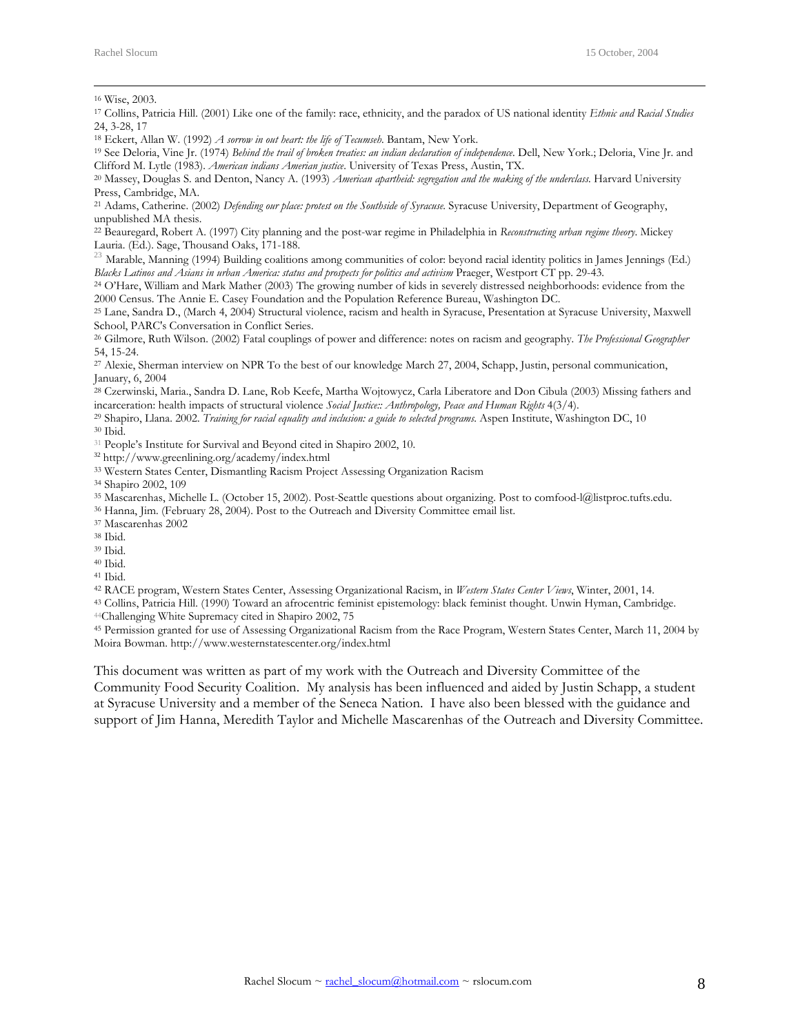[16] Wise, 2003.

[17] Collins, Patricia Hill. (2001) Like one of the family: race, ethnicity, and the paradox of US national identity *Ethnic and Racial Studies* 24, 3-28, 17

[18] Eckert, Allan W. (1992) *A sorrow in out heart: the life of Tecumseh*. Bantam, New York.

[19] See Deloria, Vine Jr. (1974) *Behind the trail of broken treaties: an indian declaration of independence*. Dell, New York.; Deloria, Vine Jr. and Clifford M. Lytle (1983). *American indians Amerian justice*. University of Texas Press, Austin, TX.

[20] Massey, Douglas S. and Denton, Nancy A. (1993) *American apartheid: segregation and the making of the underclass*. Harvard University Press, Cambridge, MA.

[21] Adams, Catherine. (2002) *Defending our place: protest on the Southside of Syracuse*. Syracuse University, Department of Geography, unpublished MA thesis.

[22] Beauregard, Robert A. (1997) City planning and the post-war regime in Philadelphia in *Reconstructing urban regime theory*. Mickey Lauria. (Ed.). Sage, Thousand Oaks, 171-188.

[23] Marable, Manning (1994) Building coalitions among communities of color: beyond racial identity politics in James Jennings (Ed.) *Blacks Latinos and Asians in urban America: status and prospects for politics and activism* Praeger, Westport CT pp. 29-43.

[24] O'Hare, William and Mark Mather (2003) The growing number of kids in severely distressed neighborhoods: evidence from the 2000 Census. The Annie E. Casey Foundation and the Population Reference Bureau, Washington DC.

[25] Lane, Sandra D., (March 4, 2004) Structural violence, racism and health in Syracuse, Presentation at Syracuse University, Maxwell School, PARC's Conversation in Conflict Series.

[26] Gilmore, Ruth Wilson. (2002) Fatal couplings of power and difference: notes on racism and geography. *The Professional Geographer* 54, 15-24.

[27] Alexie, Sherman interview on NPR To the best of our knowledge March 27, 2004, Schapp, Justin, personal communication, January, 6, 2004

[28] Czerwinski, Maria., Sandra D. Lane, Rob Keefe, Martha Wojtowycz, Carla Liberatore and Don Cibula (2003) Missing fathers and incarceration: health impacts of structural violence *Social Justice:: Anthropology, Peace and Human Rights* 4(3/4).

[29] Shapiro, Llana. 2002. *Training for racial equality and inclusion: a guide to selected programs*. Aspen Institute, Washington DC, 10

[30] Ibid.

[31] People's Institute for Survival and Beyond cited in Shapiro 2002, 10.

[32] http://www.greenlining.org/academy/index.html

[33] Western States Center, Dismantling Racism Project Assessing Organization Racism

[34] Shapiro 2002, 109

[35] Mascarenhas, Michelle L. (October 15, 2002). Post-Seattle questions about organizing. Post to comfood-l@listproc.tufts.edu.

[36] Hanna, Jim. (February 28, 2004). Post to the Outreach and Diversity Committee email list.

[37] Mascarenhas 2002

[38] Ibid.

[39] Ibid.

[40] Ibid.

[41] Ibid.

[42] RACE program, Western States Center, Assessing Organizational Racism, in *Western States Center Views*, Winter, 2001, 14.

[43] Collins, Patricia Hill. (1990) Toward an afrocentric feminist epistemology: black feminist thought. Unwin Hyman, Cambridge.

[44] Challenging White Supremacy cited in Shapiro 2002, 75

[45] Permission granted for use of Assessing Organizational Racism from the Race Program, Western States Center, March 11, 2004 by Moira Bowman. http://www.westernstatescenter.org/index.html

This document was written as part of my work with the Outreach and Diversity Committee of the Community Food Security Coalition. My analysis has been influenced and aided by Justin Schapp, a student at Syracuse University and a member of the Seneca Nation. I have also been blessed with the guidance and support of Jim Hanna, Meredith Taylor and Michelle Mascarenhas of the Outreach and Diversity Committee.